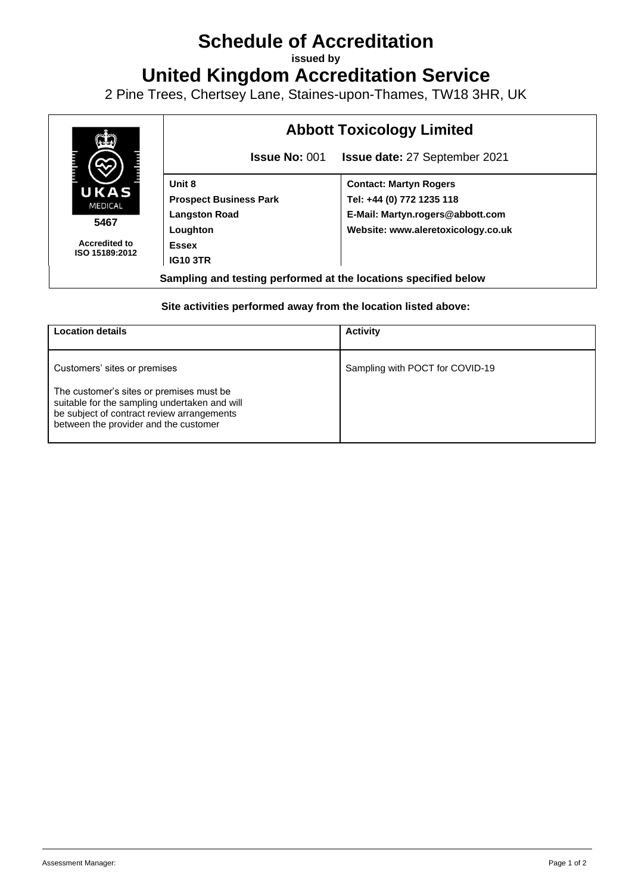# Schedule of Accreditation

**issued by**

# United Kingdom Accreditation Service

2 Pine Trees, Chertsey Lane, Staines-upon-Thames, TW18 3HR, UK

UKAS MEDICAL

**5467**

**Accredited to ISO 15189:2012**

## Abbott Toxicology Limited

**Issue No:** 001 **Issue date:** 27 September 2021

| | |
|---|---|
| **Unit 8** | **Contact: Martyn Rogers** |
| **Prospect Business Park** | **Tel: +44 (0) 772 1235 118** |
| **Langston Road** | **E-Mail: Martyn.rogers@abbott.com** |
| **Loughton** | **Website: www.aleretoxicology.co.uk** |
| **Essex** | |
| **IG10 3TR** | |

**Sampling and testing performed at the locations specified below**

**Site activities performed away from the location listed above:**

| **Location details** | **Activity** |
|---|---|
| Customers' sites or premises<br><br>The customer's sites or premises must be suitable for the sampling undertaken and will be subject of contract review arrangements between the provider and the customer | Sampling with POCT for COVID-19 |

Assessment Manager: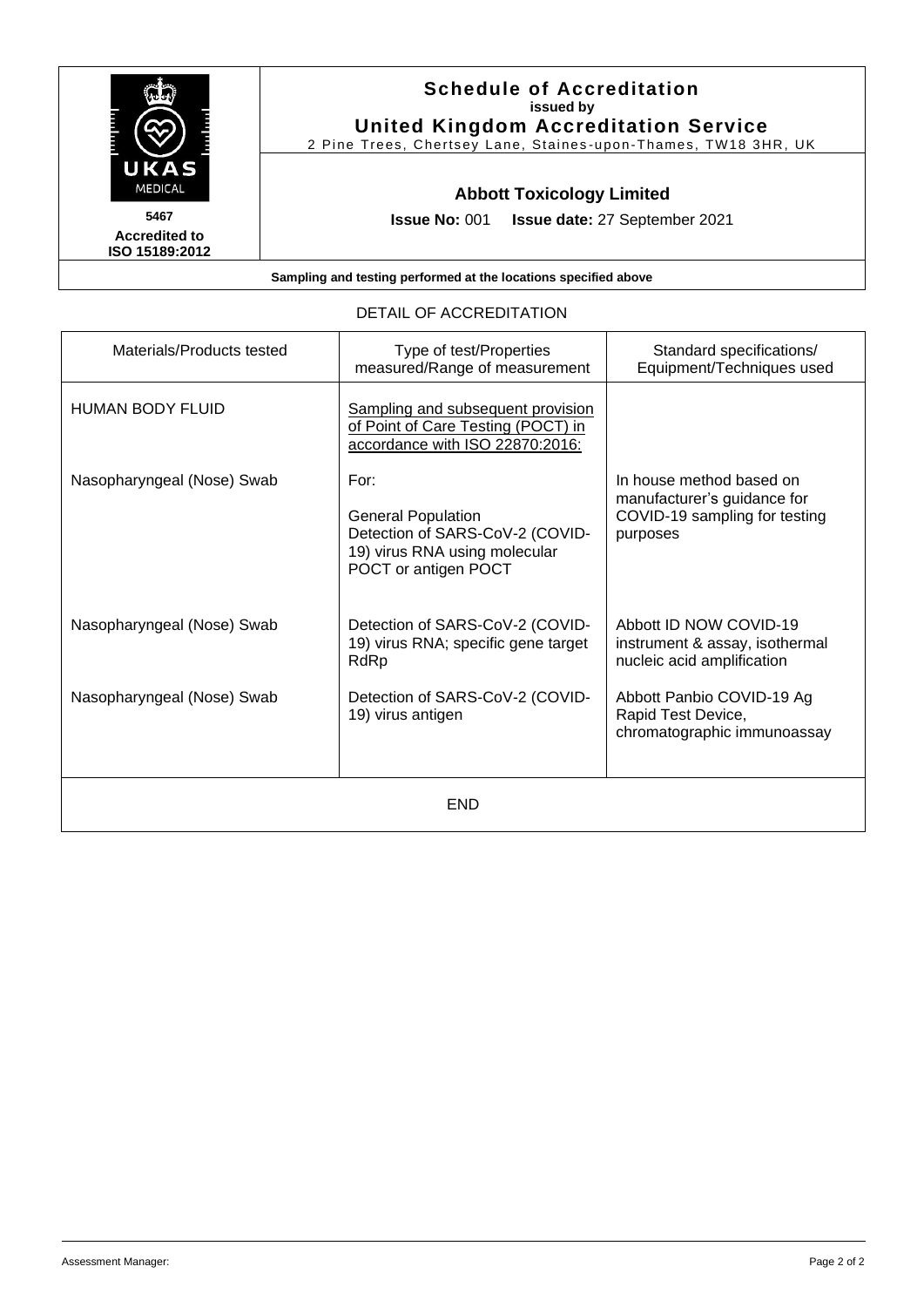UKAS MEDICAL

5467

**Accredited to ISO 15189:2012**

# Schedule of Accreditation

**issued by**

## United Kingdom Accreditation Service

2 Pine Trees, Chertsey Lane, Staines-upon-Thames, TW18 3HR, UK

### Abbott Toxicology Limited

**Issue No:** 001 **Issue date:** 27 September 2021

**Sampling and testing performed at the locations specified above**

DETAIL OF ACCREDITATION

| Materials/Products tested | Type of test/Properties measured/Range of measurement | Standard specifications/ Equipment/Techniques used |
|---|---|---|
| HUMAN BODY FLUID | Sampling and subsequent provision of Point of Care Testing (POCT) in accordance with ISO 22870:2016: | |
| Nasopharyngeal (Nose) Swab | For:<br><br>General Population<br>Detection of SARS-CoV-2 (COVID-19) virus RNA using molecular POCT or antigen POCT | In house method based on manufacturer's guidance for COVID-19 sampling for testing purposes |
| Nasopharyngeal (Nose) Swab | Detection of SARS-CoV-2 (COVID-19) virus RNA; specific gene target RdRp | Abbott ID NOW COVID-19 instrument & assay, isothermal nucleic acid amplification |
| Nasopharyngeal (Nose) Swab | Detection of SARS-CoV-2 (COVID-19) virus antigen | Abbott Panbio COVID-19 Ag Rapid Test Device, chromatographic immunoassay |

END

Assessment Manager: